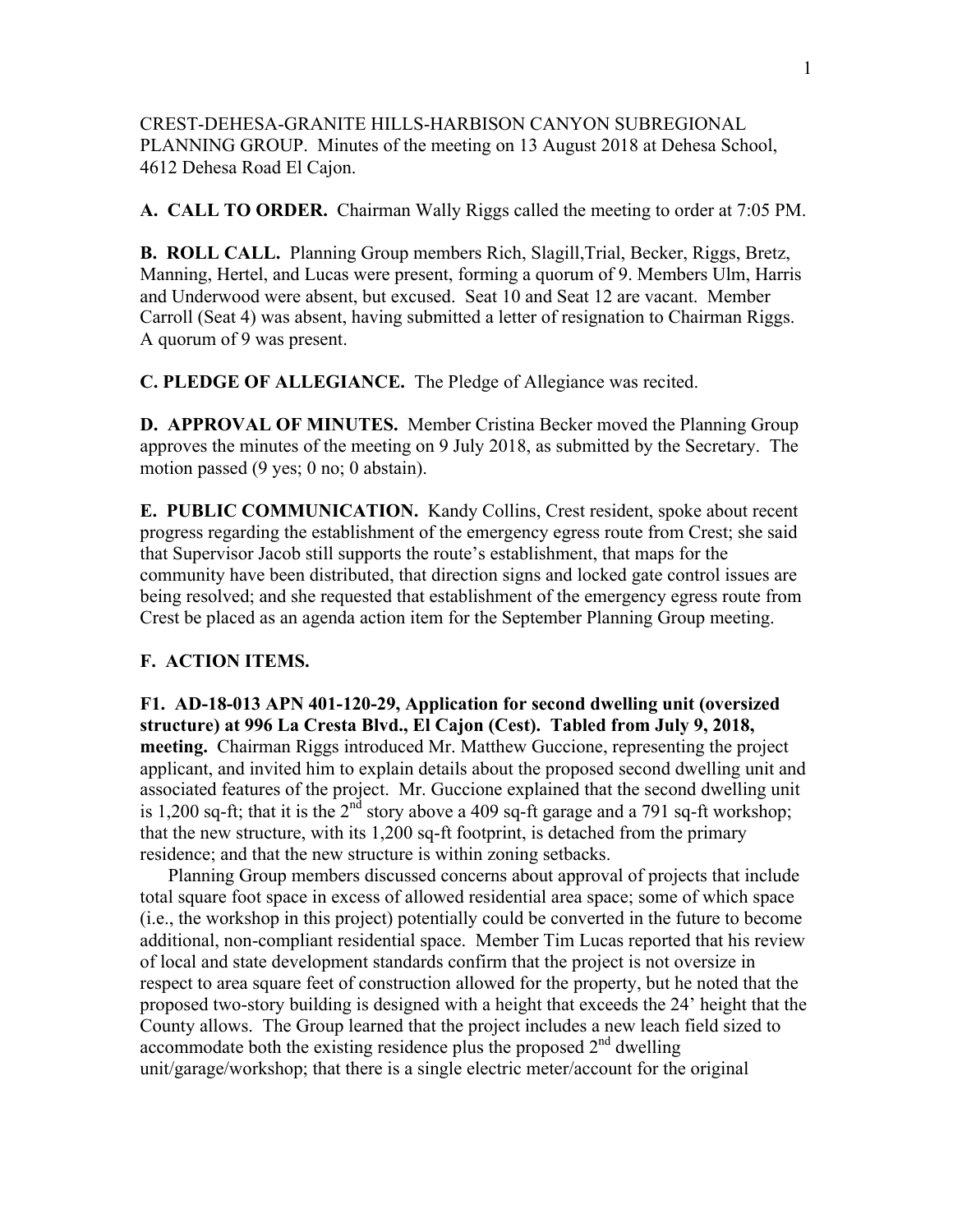CREST-DEHESA-GRANITE HILLS-HARBISON CANYON SUBREGIONAL PLANNING GROUP. Minutes of the meeting on 13 August 2018 at Dehesa School, 4612 Dehesa Road El Cajon.

**A. CALL TO ORDER.** Chairman Wally Riggs called the meeting to order at 7:05 PM.

**B. ROLL CALL.** Planning Group members Rich, Slagill,Trial, Becker, Riggs, Bretz, Manning, Hertel, and Lucas were present, forming a quorum of 9. Members Ulm, Harris and Underwood were absent, but excused. Seat 10 and Seat 12 are vacant. Member Carroll (Seat 4) was absent, having submitted a letter of resignation to Chairman Riggs. A quorum of 9 was present.

**C. PLEDGE OF ALLEGIANCE.** The Pledge of Allegiance was recited.

**D. APPROVAL OF MINUTES.** Member Cristina Becker moved the Planning Group approves the minutes of the meeting on 9 July 2018, as submitted by the Secretary. The motion passed (9 yes; 0 no; 0 abstain).

**E. PUBLIC COMMUNICATION.** Kandy Collins, Crest resident, spoke about recent progress regarding the establishment of the emergency egress route from Crest; she said that Supervisor Jacob still supports the route's establishment, that maps for the community have been distributed, that direction signs and locked gate control issues are being resolved; and she requested that establishment of the emergency egress route from Crest be placed as an agenda action item for the September Planning Group meeting.

**F. ACTION ITEMS.**

**F1. AD-18-013 APN 401-120-29, Application for second dwelling unit (oversized structure) at 996 La Cresta Blvd., El Cajon (Cest). Tabled from July 9, 2018, meeting.** Chairman Riggs introduced Mr. Matthew Guccione, representing the project applicant, and invited him to explain details about the proposed second dwelling unit and associated features of the project. Mr. Guccione explained that the second dwelling unit is 1,200 sq-ft; that it is the 2nd story above a 409 sq-ft garage and a 791 sq-ft workshop; that the new structure, with its 1,200 sq-ft footprint, is detached from the primary residence; and that the new structure is within zoning setbacks.

Planning Group members discussed concerns about approval of projects that include total square foot space in excess of allowed residential area space; some of which space (i.e., the workshop in this project) potentially could be converted in the future to become additional, non-compliant residential space. Member Tim Lucas reported that his review of local and state development standards confirm that the project is not oversize in respect to area square feet of construction allowed for the property, but he noted that the proposed two-story building is designed with a height that exceeds the 24' height that the County allows. The Group learned that the project includes a new leach field sized to accommodate both the existing residence plus the proposed 2nd dwelling unit/garage/workshop; that there is a single electric meter/account for the original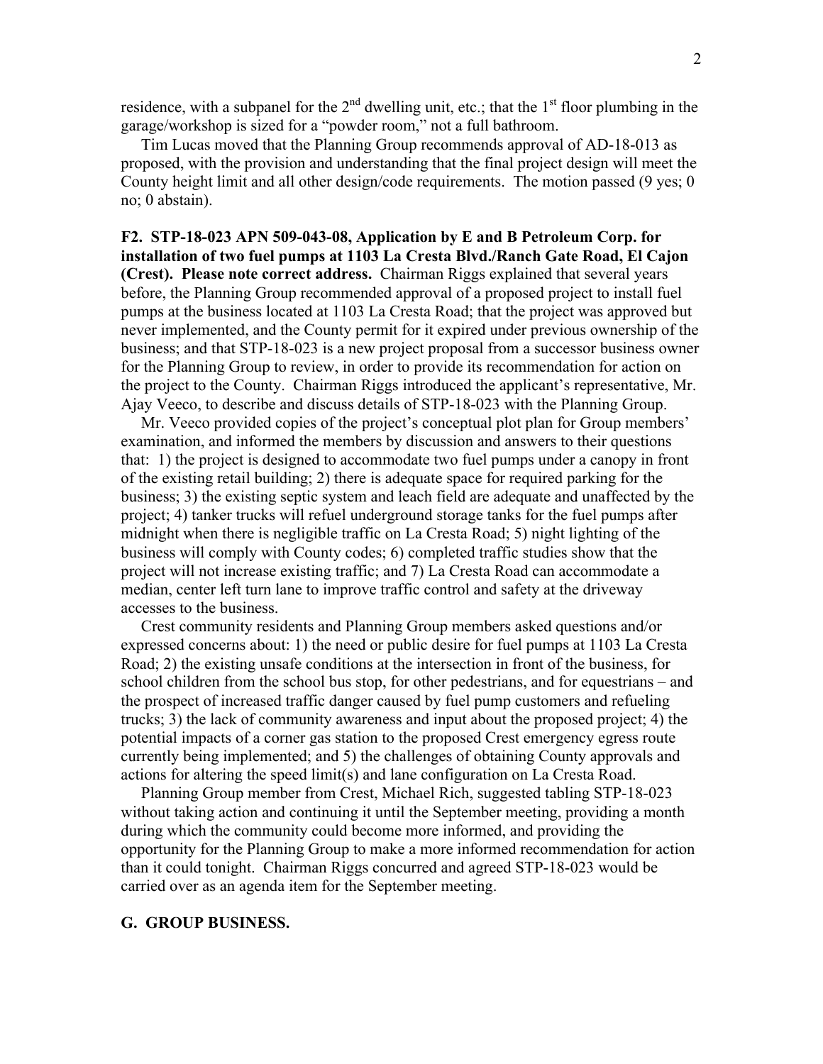residence, with a subpanel for the 2nd dwelling unit, etc.; that the 1st floor plumbing in the garage/workshop is sized for a "powder room," not a full bathroom.

Tim Lucas moved that the Planning Group recommends approval of AD-18-013 as proposed, with the provision and understanding that the final project design will meet the County height limit and all other design/code requirements. The motion passed (9 yes; 0 no; 0 abstain).

**F2. STP-18-023 APN 509-043-08, Application by E and B Petroleum Corp. for installation of two fuel pumps at 1103 La Cresta Blvd./Ranch Gate Road, El Cajon (Crest). Please note correct address.** Chairman Riggs explained that several years before, the Planning Group recommended approval of a proposed project to install fuel pumps at the business located at 1103 La Cresta Road; that the project was approved but never implemented, and the County permit for it expired under previous ownership of the business; and that STP-18-023 is a new project proposal from a successor business owner for the Planning Group to review, in order to provide its recommendation for action on the project to the County. Chairman Riggs introduced the applicant's representative, Mr. Ajay Veeco, to describe and discuss details of STP-18-023 with the Planning Group.

Mr. Veeco provided copies of the project's conceptual plot plan for Group members' examination, and informed the members by discussion and answers to their questions that: 1) the project is designed to accommodate two fuel pumps under a canopy in front of the existing retail building; 2) there is adequate space for required parking for the business; 3) the existing septic system and leach field are adequate and unaffected by the project; 4) tanker trucks will refuel underground storage tanks for the fuel pumps after midnight when there is negligible traffic on La Cresta Road; 5) night lighting of the business will comply with County codes; 6) completed traffic studies show that the project will not increase existing traffic; and 7) La Cresta Road can accommodate a median, center left turn lane to improve traffic control and safety at the driveway accesses to the business.

Crest community residents and Planning Group members asked questions and/or expressed concerns about: 1) the need or public desire for fuel pumps at 1103 La Cresta Road; 2) the existing unsafe conditions at the intersection in front of the business, for school children from the school bus stop, for other pedestrians, and for equestrians – and the prospect of increased traffic danger caused by fuel pump customers and refueling trucks; 3) the lack of community awareness and input about the proposed project; 4) the potential impacts of a corner gas station to the proposed Crest emergency egress route currently being implemented; and 5) the challenges of obtaining County approvals and actions for altering the speed limit(s) and lane configuration on La Cresta Road.

Planning Group member from Crest, Michael Rich, suggested tabling STP-18-023 without taking action and continuing it until the September meeting, providing a month during which the community could become more informed, and providing the opportunity for the Planning Group to make a more informed recommendation for action than it could tonight. Chairman Riggs concurred and agreed STP-18-023 would be carried over as an agenda item for the September meeting.

**G. GROUP BUSINESS.**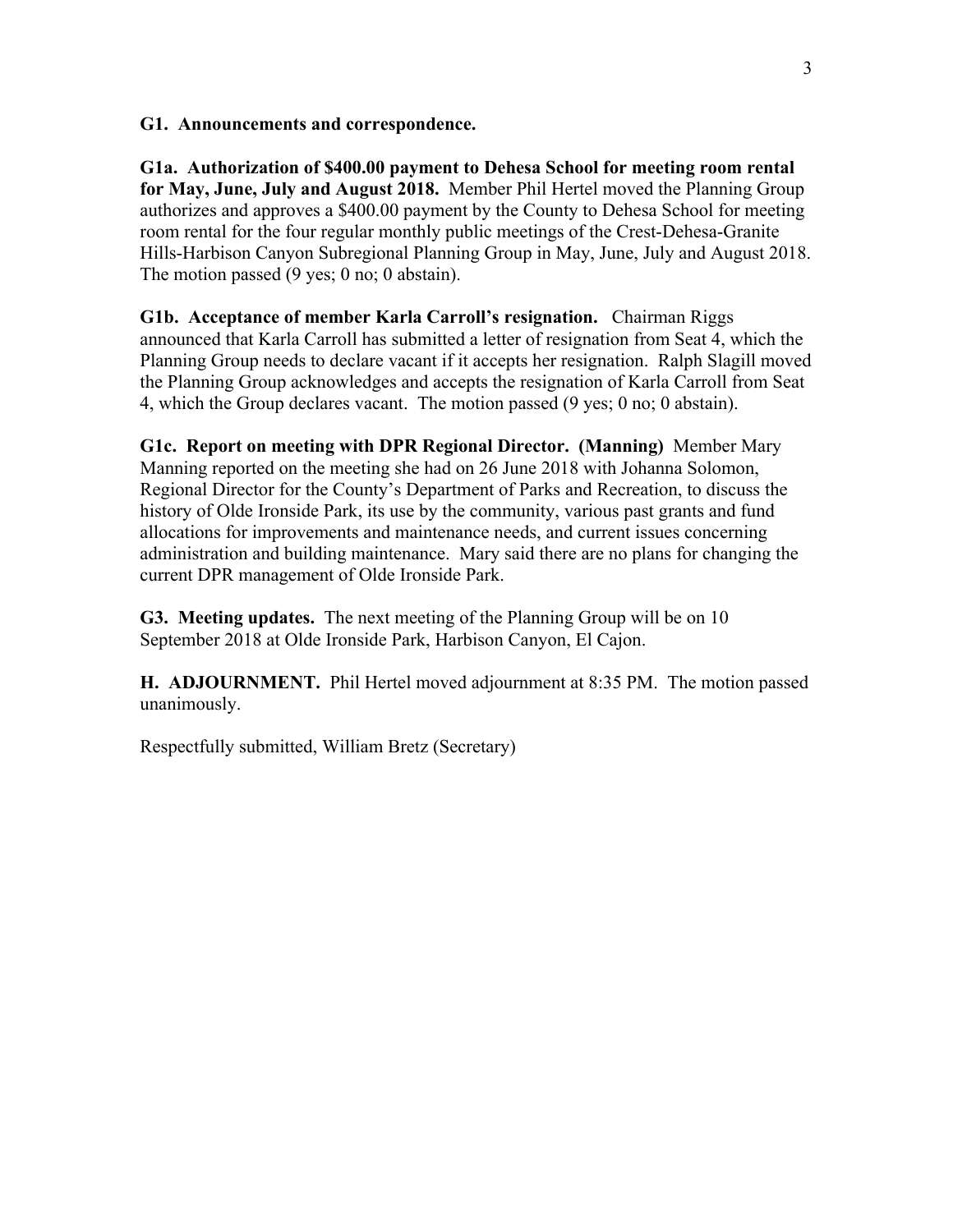**G1. Announcements and correspondence.**

**G1a. Authorization of $400.00 payment to Dehesa School for meeting room rental for May, June, July and August 2018.** Member Phil Hertel moved the Planning Group authorizes and approves a $400.00 payment by the County to Dehesa School for meeting room rental for the four regular monthly public meetings of the Crest-Dehesa-Granite Hills-Harbison Canyon Subregional Planning Group in May, June, July and August 2018. The motion passed (9 yes; 0 no; 0 abstain).

**G1b. Acceptance of member Karla Carroll's resignation.** Chairman Riggs announced that Karla Carroll has submitted a letter of resignation from Seat 4, which the Planning Group needs to declare vacant if it accepts her resignation. Ralph Slagill moved the Planning Group acknowledges and accepts the resignation of Karla Carroll from Seat 4, which the Group declares vacant. The motion passed (9 yes; 0 no; 0 abstain).

**G1c. Report on meeting with DPR Regional Director. (Manning)** Member Mary Manning reported on the meeting she had on 26 June 2018 with Johanna Solomon, Regional Director for the County's Department of Parks and Recreation, to discuss the history of Olde Ironside Park, its use by the community, various past grants and fund allocations for improvements and maintenance needs, and current issues concerning administration and building maintenance. Mary said there are no plans for changing the current DPR management of Olde Ironside Park.

**G3. Meeting updates.** The next meeting of the Planning Group will be on 10 September 2018 at Olde Ironside Park, Harbison Canyon, El Cajon.

**H. ADJOURNMENT.** Phil Hertel moved adjournment at 8:35 PM. The motion passed unanimously.

Respectfully submitted, William Bretz (Secretary)